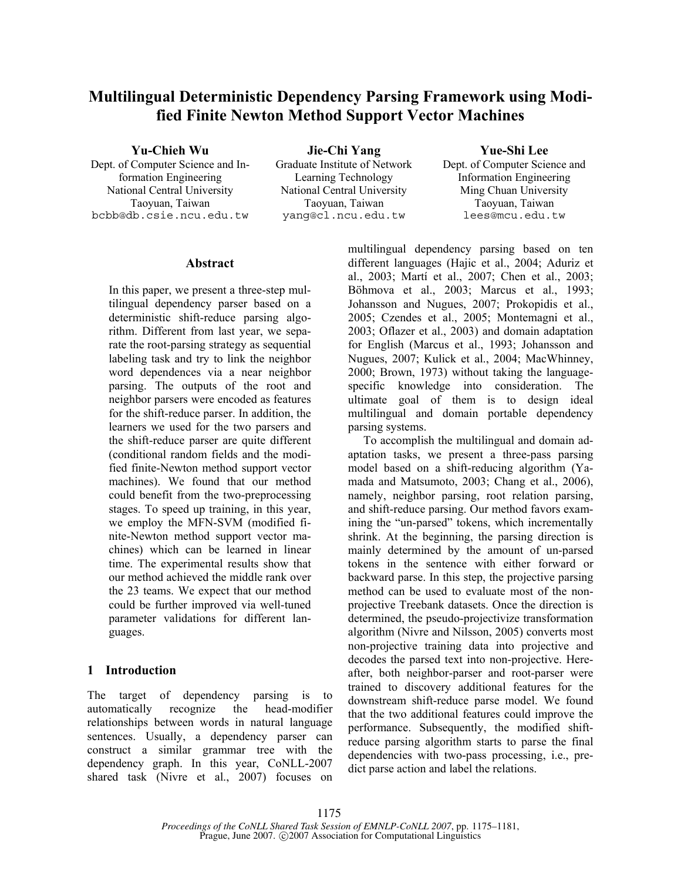# Multilingual Deterministic Dependency Parsing Framework using Modified Finite Newton Method Support Vector Machines

**Yu-Chieh Wu**
Dept. of Computer Science and Information Engineering
National Central University
Taoyuan, Taiwan
bcbb@db.csie.ncu.edu.tw

**Jie-Chi Yang**
Graduate Institute of Network Learning Technology
National Central University
Taoyuan, Taiwan
yang@cl.ncu.edu.tw

**Yue-Shi Lee**
Dept. of Computer Science and Information Engineering
Ming Chuan University
Taoyuan, Taiwan
lees@mcu.edu.tw

## Abstract

In this paper, we present a three-step multilingual dependency parser based on a deterministic shift-reduce parsing algorithm. Different from last year, we separate the root-parsing strategy as sequential labeling task and try to link the neighbor word dependences via a near neighbor parsing. The outputs of the root and neighbor parsers were encoded as features for the shift-reduce parser. In addition, the learners we used for the two parsers and the shift-reduce parser are quite different (conditional random fields and the modified finite-Newton method support vector machines). We found that our method could benefit from the two-preprocessing stages. To speed up training, in this year, we employ the MFN-SVM (modified finite-Newton method support vector machines) which can be learned in linear time. The experimental results show that our method achieved the middle rank over the 23 teams. We expect that our method could be further improved via well-tuned parameter validations for different languages.

## 1 Introduction

The target of dependency parsing is to automatically recognize the head-modifier relationships between words in natural language sentences. Usually, a dependency parser can construct a similar grammar tree with the dependency graph. In this year, CoNLL-2007 shared task (Nivre et al., 2007) focuses on multilingual dependency parsing based on ten different languages (Hajic et al., 2004; Aduriz et al., 2003; Martí et al., 2007; Chen et al., 2003; Böhmova et al., 2003; Marcus et al., 1993; Johansson and Nugues, 2007; Prokopidis et al., 2005; Czendes et al., 2005; Montemagni et al., 2003; Oflazer et al., 2003) and domain adaptation for English (Marcus et al., 1993; Johansson and Nugues, 2007; Kulick et al., 2004; MacWhinney, 2000; Brown, 1973) without taking the language-specific knowledge into consideration. The ultimate goal of them is to design ideal multilingual and domain portable dependency parsing systems.

To accomplish the multilingual and domain adaptation tasks, we present a three-pass parsing model based on a shift-reducing algorithm (Yamada and Matsumoto, 2003; Chang et al., 2006), namely, neighbor parsing, root relation parsing, and shift-reduce parsing. Our method favors examining the "un-parsed" tokens, which incrementally shrink. At the beginning, the parsing direction is mainly determined by the amount of un-parsed tokens in the sentence with either forward or backward parse. In this step, the projective parsing method can be used to evaluate most of the non-projective Treebank datasets. Once the direction is determined, the pseudo-projectivize transformation algorithm (Nivre and Nilsson, 2005) converts most non-projective training data into projective and decodes the parsed text into non-projective. Hereafter, both neighbor-parser and root-parser were trained to discovery additional features for the downstream shift-reduce parse model. We found that the two additional features could improve the performance. Subsequently, the modified shift-reduce parsing algorithm starts to parse the final dependencies with two-pass processing, i.e., predict parse action and label the relations.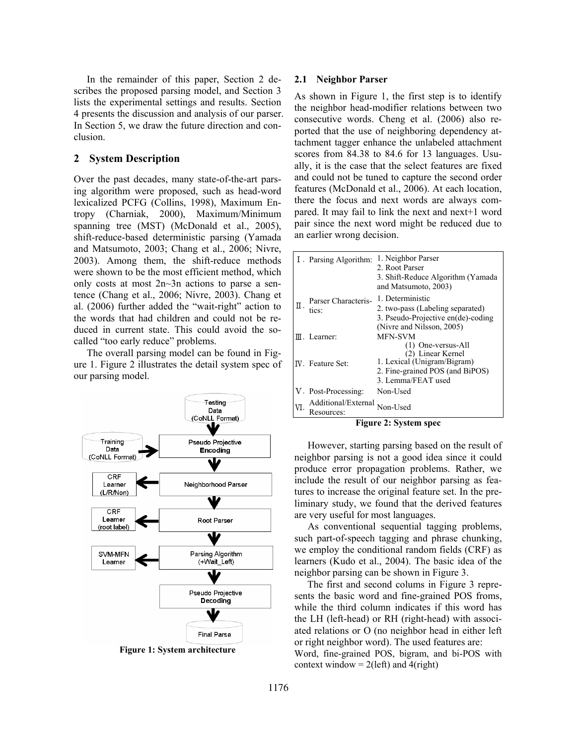In the remainder of this paper, Section 2 describes the proposed parsing model, and Section 3 lists the experimental settings and results. Section 4 presents the discussion and analysis of our parser. In Section 5, we draw the future direction and conclusion.

## 2 System Description

Over the past decades, many state-of-the-art parsing algorithm were proposed, such as head-word lexicalized PCFG (Collins, 1998), Maximum Entropy (Charniak, 2000), Maximum/Minimum spanning tree (MST) (McDonald et al., 2005), shift-reduce-based deterministic parsing (Yamada and Matsumoto, 2003; Chang et al., 2006; Nivre, 2003). Among them, the shift-reduce methods were shown to be the most efficient method, which only costs at most 2n~3n actions to parse a sentence (Chang et al., 2006; Nivre, 2003). Chang et al. (2006) further added the "wait-right" action to the words that had children and could not be reduced in current state. This could avoid the so-called "too early reduce" problems.

The overall parsing model can be found in Figure 1. Figure 2 illustrates the detail system spec of our parsing model.

Testing Data (CoNLL Format) → Pseudo Projective Encoding (← Training Data (CoNLL Format)) → Neighborhood Parser (→ CRF Learner (L/R/Non)) → Root Parser (→ CRF Learner (root label)) → Parsing Algorithm (+Wait_Left) (→ SVM-MFN Learner) → Pseudo Projective Decoding → Final Parse

**Figure 1: System architecture**

### 2.1 Neighbor Parser

As shown in Figure 1, the first step is to identify the neighbor head-modifier relations between two consecutive words. Cheng et al. (2006) also reported that the use of neighboring dependency attachment tagger enhance the unlabeled attachment scores from 84.38 to 84.6 for 13 languages. Usually, it is the case that the select features are fixed and could not be tuned to capture the second order features (McDonald et al., 2006). At each location, there the focus and next words are always compared. It may fail to link the next and next+1 word pair since the next word might be reduced due to an earlier wrong decision.

| | | |
|---|---|---|
| Ⅰ. | Parsing Algorithm: | 1. Neighbor Parser<br>2. Root Parser<br>3. Shift-Reduce Algorithm (Yamada and Matsumoto, 2003) |
| Ⅱ. | Parser Characteristics: | 1. Deterministic<br>2. two-pass (Labeling separated)<br>3. Pseudo-Projective en(de)-coding (Nivre and Nilsson, 2005) |
| Ⅲ. | Learner: | MFN-SVM<br>(1) One-versus-All<br>(2) Linear Kernel |
| Ⅳ. | Feature Set: | 1. Lexical (Unigram/Bigram)<br>2. Fine-grained POS (and BiPOS)<br>3. Lemma/FEAT used |
| Ⅴ. | Post-Processing: | Non-Used |
| Ⅵ. | Additional/External Resources: | Non-Used |

**Figure 2: System spec**

However, starting parsing based on the result of neighbor parsing is not a good idea since it could produce error propagation problems. Rather, we include the result of our neighbor parsing as features to increase the original feature set. In the preliminary study, we found that the derived features are very useful for most languages.

As conventional sequential tagging problems, such part-of-speech tagging and phrase chunking, we employ the conditional random fields (CRF) as learners (Kudo et al., 2004). The basic idea of the neighbor parsing can be shown in Figure 3.

The first and second colums in Figure 3 represents the basic word and fine-grained POS froms, while the third column indicates if this word has the LH (left-head) or RH (right-head) with associated relations or O (no neighbor head in either left or right neighbor word). The used features are:
Word, fine-grained POS, bigram, and bi-POS with context window = 2(left) and 4(right)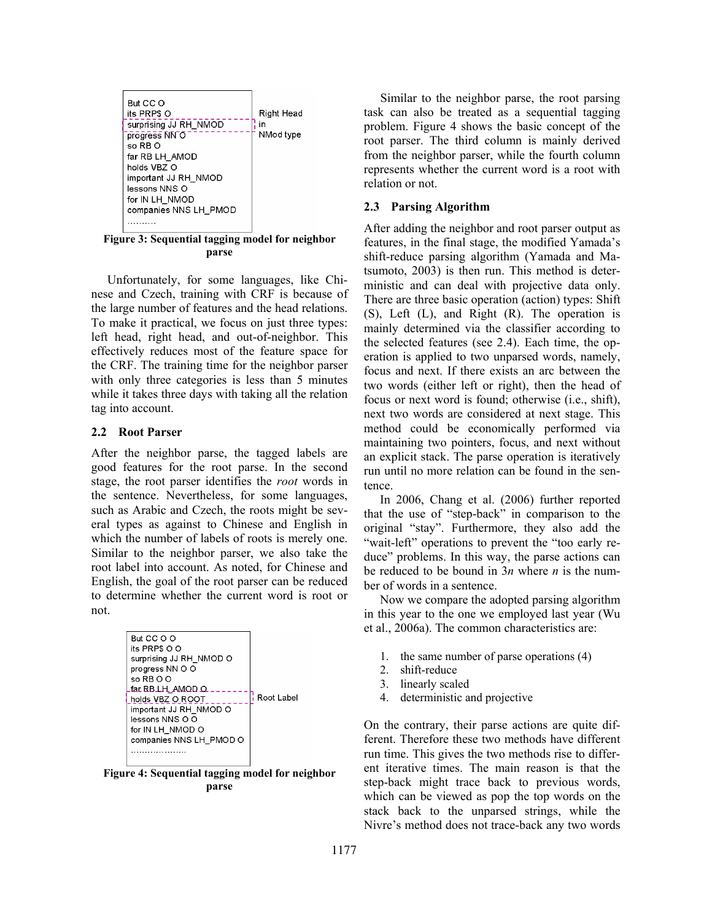```
But CC O
its PRP$ O
surprising JJ RH_NMOD
progress NN O
so RB O
far RB LH_AMOD
holds VBZ O
important JJ RH_NMOD
lessons NNS O
for IN LH_NMOD
companies NNS LH_PMOD
..........
```

Right Head in NMod type

**Figure 3: Sequential tagging model for neighbor parse**

Unfortunately, for some languages, like Chinese and Czech, training with CRF is because of the large number of features and the head relations. To make it practical, we focus on just three types: left head, right head, and out-of-neighbor. This effectively reduces most of the feature space for the CRF. The training time for the neighbor parser with only three categories is less than 5 minutes while it takes three days with taking all the relation tag into account.

## 2.2 Root Parser

After the neighbor parse, the tagged labels are good features for the root parse. In the second stage, the root parser identifies the *root* words in the sentence. Nevertheless, for some languages, such as Arabic and Czech, the roots might be several types as against to Chinese and English in which the number of labels of roots is merely one. Similar to the neighbor parser, we also take the root label into account. As noted, for Chinese and English, the goal of the root parser can be reduced to determine whether the current word is root or not.

```
But CC O O
its PRP$ O O
surprising JJ RH_NMOD O
progress NN O O
so RB O O
far RB LH_AMOD O
holds VBZ O ROOT
important JJ RH_NMOD O
lessons NNS O O
for IN LH_NMOD O
companies NNS LH_PMOD O
...................
```

Root Label

**Figure 4: Sequential tagging model for neighbor parse**

Similar to the neighbor parse, the root parsing task can also be treated as a sequential tagging problem. Figure 4 shows the basic concept of the root parser. The third column is mainly derived from the neighbor parser, while the fourth column represents whether the current word is a root with relation or not.

## 2.3 Parsing Algorithm

After adding the neighbor and root parser output as features, in the final stage, the modified Yamada's shift-reduce parsing algorithm (Yamada and Matsumoto, 2003) is then run. This method is deterministic and can deal with projective data only. There are three basic operation (action) types: Shift (S), Left (L), and Right (R). The operation is mainly determined via the classifier according to the selected features (see 2.4). Each time, the operation is applied to two unparsed words, namely, focus and next. If there exists an arc between the two words (either left or right), then the head of focus or next word is found; otherwise (i.e., shift), next two words are considered at next stage. This method could be economically performed via maintaining two pointers, focus, and next without an explicit stack. The parse operation is iteratively run until no more relation can be found in the sentence.

In 2006, Chang et al. (2006) further reported that the use of "step-back" in comparison to the original "stay". Furthermore, they also add the "wait-left" operations to prevent the "too early reduce" problems. In this way, the parse actions can be reduced to be bound in $3n$ where $n$ is the number of words in a sentence.

Now we compare the adopted parsing algorithm in this year to the one we employed last year (Wu et al., 2006a). The common characteristics are:

1. the same number of parse operations (4)
2. shift-reduce
3. linearly scaled
4. deterministic and projective

On the contrary, their parse actions are quite different. Therefore these two methods have different run time. This gives the two methods rise to different iterative times. The main reason is that the step-back might trace back to previous words, which can be viewed as pop the top words on the stack back to the unparsed strings, while the Nivre's method does not trace-back any two words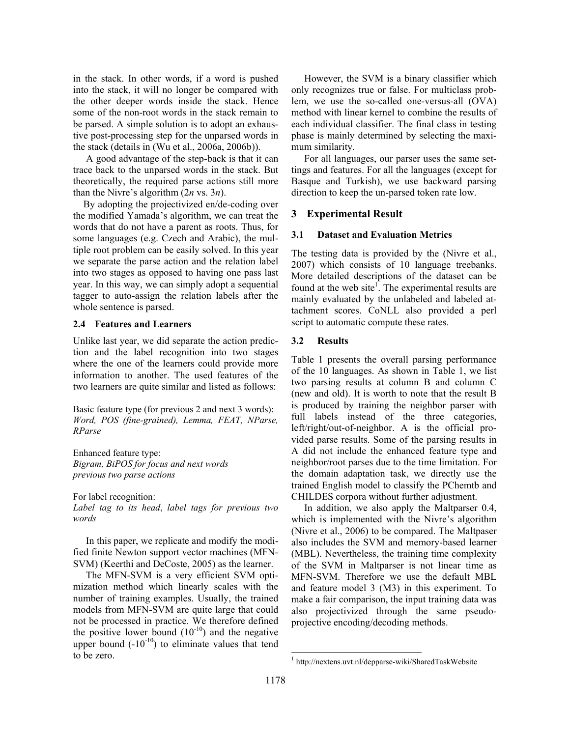in the stack. In other words, if a word is pushed into the stack, it will no longer be compared with the other deeper words inside the stack. Hence some of the non-root words in the stack remain to be parsed. A simple solution is to adopt an exhaustive post-processing step for the unparsed words in the stack (details in (Wu et al., 2006a, 2006b)).

A good advantage of the step-back is that it can trace back to the unparsed words in the stack. But theoretically, the required parse actions still more than the Nivre's algorithm (2*n* vs. 3*n*).

By adopting the projectivized en/de-coding over the modified Yamada's algorithm, we can treat the words that do not have a parent as roots. Thus, for some languages (e.g. Czech and Arabic), the multiple root problem can be easily solved. In this year we separate the parse action and the relation label into two stages as opposed to having one pass last year. In this way, we can simply adopt a sequential tagger to auto-assign the relation labels after the whole sentence is parsed.

### 2.4 Features and Learners

Unlike last year, we did separate the action prediction and the label recognition into two stages where the one of the learners could provide more information to another. The used features of the two learners are quite similar and listed as follows:

Basic feature type (for previous 2 and next 3 words):
*Word, POS (fine-grained), Lemma, FEAT, NParse, RParse*

Enhanced feature type:
*Bigram, BiPOS for focus and next words*
*previous two parse actions*

For label recognition:
*Label tag to its head*, *label tags for previous two words*

In this paper, we replicate and modify the modified finite Newton support vector machines (MFN-SVM) (Keerthi and DeCoste, 2005) as the learner.

The MFN-SVM is a very efficient SVM optimization method which linearly scales with the number of training examples. Usually, the trained models from MFN-SVM are quite large that could not be processed in practice. We therefore defined the positive lower bound ($10^{-10}$) and the negative upper bound ($-10^{-10}$) to eliminate values that tend to be zero.

However, the SVM is a binary classifier which only recognizes true or false. For multiclass problem, we use the so-called one-versus-all (OVA) method with linear kernel to combine the results of each individual classifier. The final class in testing phase is mainly determined by selecting the maximum similarity.

For all languages, our parser uses the same settings and features. For all the languages (except for Basque and Turkish), we use backward parsing direction to keep the un-parsed token rate low.

## 3 Experimental Result

### 3.1 Dataset and Evaluation Metrics

The testing data is provided by the (Nivre et al., 2007) which consists of 10 language treebanks. More detailed descriptions of the dataset can be found at the web site[1]. The experimental results are mainly evaluated by the unlabeled and labeled attachment scores. CoNLL also provided a perl script to automatic compute these rates.

### 3.2 Results

Table 1 presents the overall parsing performance of the 10 languages. As shown in Table 1, we list two parsing results at column B and column C (new and old). It is worth to note that the result B is produced by training the neighbor parser with full labels instead of the three categories, left/right/out-of-neighbor. A is the official provided parse results. Some of the parsing results in A did not include the enhanced feature type and neighbor/root parses due to the time limitation. For the domain adaptation task, we directly use the trained English model to classify the PChemtb and CHILDES corpora without further adjustment.

In addition, we also apply the Maltparser 0.4, which is implemented with the Nivre's algorithm (Nivre et al., 2006) to be compared. The Maltpaser also includes the SVM and memory-based learner (MBL). Nevertheless, the training time complexity of the SVM in Maltparser is not linear time as MFN-SVM. Therefore we use the default MBL and feature model 3 (M3) in this experiment. To make a fair comparison, the input training data was also projectivized through the same pseudo-projective encoding/decoding methods.

[1] http://nextens.uvt.nl/depparse-wiki/SharedTaskWebsite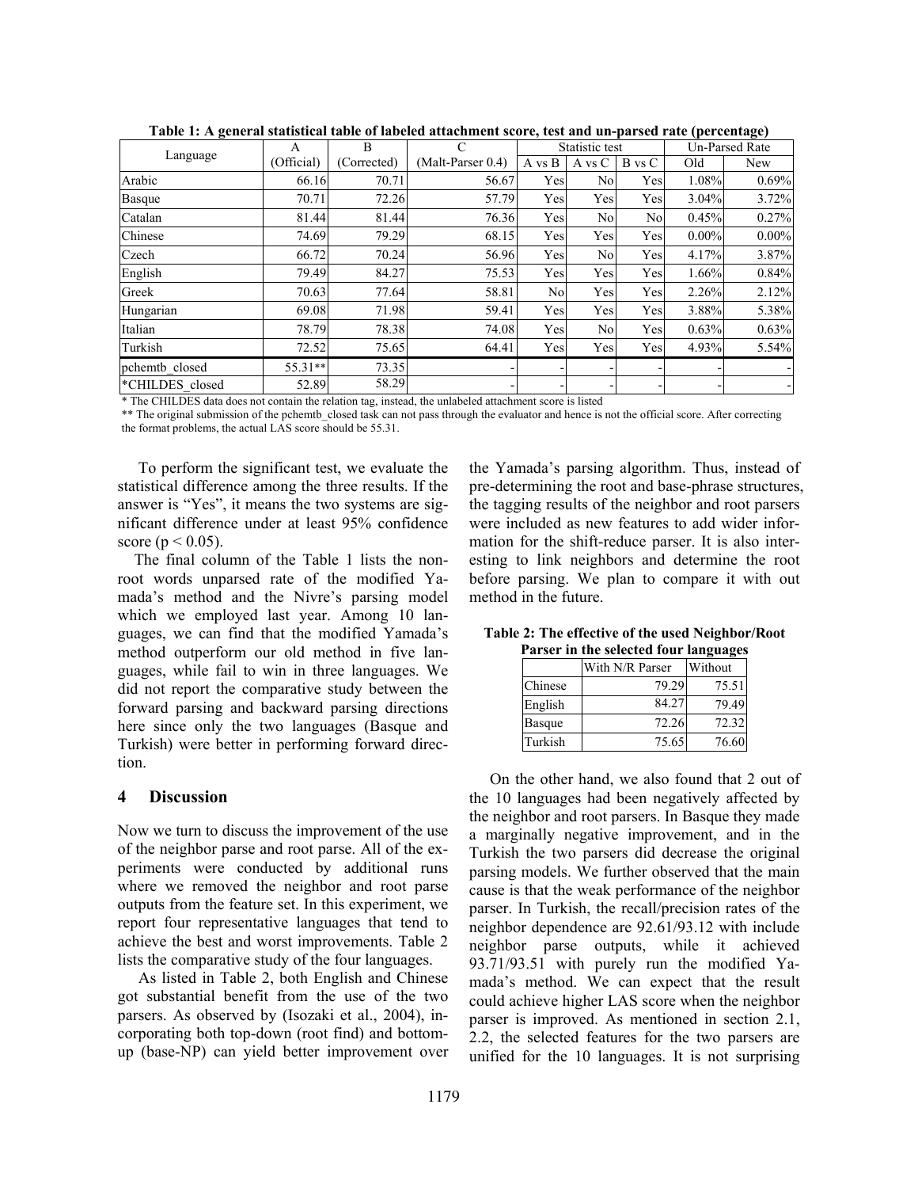**Table 1: A general statistical table of labeled attachment score, test and un-parsed rate (percentage)**

| Language | A (Official) | B (Corrected) | C (Malt-Parser 0.4) | Statistic test | | | Un-Parsed Rate | |
|---|---|---|---|---|---|---|---|---|
| | | | | A vs B | A vs C | B vs C | Old | New |
| Arabic | 66.16 | 70.71 | 56.67 | Yes | No | Yes | 1.08% | 0.69% |
| Basque | 70.71 | 72.26 | 57.79 | Yes | Yes | Yes | 3.04% | 3.72% |
| Catalan | 81.44 | 81.44 | 76.36 | Yes | No | No | 0.45% | 0.27% |
| Chinese | 74.69 | 79.29 | 68.15 | Yes | Yes | Yes | 0.00% | 0.00% |
| Czech | 66.72 | 70.24 | 56.96 | Yes | No | Yes | 4.17% | 3.87% |
| English | 79.49 | 84.27 | 75.53 | Yes | Yes | Yes | 1.66% | 0.84% |
| Greek | 70.63 | 77.64 | 58.81 | No | Yes | Yes | 2.26% | 2.12% |
| Hungarian | 69.08 | 71.98 | 59.41 | Yes | Yes | Yes | 3.88% | 5.38% |
| Italian | 78.79 | 78.38 | 74.08 | Yes | No | Yes | 0.63% | 0.63% |
| Turkish | 72.52 | 75.65 | 64.41 | Yes | Yes | Yes | 4.93% | 5.54% |
| pchemtb_closed | 55.31** | 73.35 | - | - | - | - | - | - |
| *CHILDES_closed | 52.89 | 58.29 | - | - | - | - | - | - |

\* The CHILDES data does not contain the relation tag, instead, the unlabeled attachment score is listed

\*\* The original submission of the pchemtb_closed task can not pass through the evaluator and hence is not the official score. After correcting the format problems, the actual LAS score should be 55.31.

To perform the significant test, we evaluate the statistical difference among the three results. If the answer is "Yes", it means the two systems are significant difference under at least 95% confidence score ($p < 0.05$).

The final column of the Table 1 lists the non-root words unparsed rate of the modified Yamada's method and the Nivre's parsing model which we employed last year. Among 10 languages, we can find that the modified Yamada's method outperform our old method in five languages, while fail to win in three languages. We did not report the comparative study between the forward parsing and backward parsing directions here since only the two languages (Basque and Turkish) were better in performing forward direction.

## 4 Discussion

Now we turn to discuss the improvement of the use of the neighbor parse and root parse. All of the experiments were conducted by additional runs where we removed the neighbor and root parse outputs from the feature set. In this experiment, we report four representative languages that tend to achieve the best and worst improvements. Table 2 lists the comparative study of the four languages.

As listed in Table 2, both English and Chinese got substantial benefit from the use of the two parsers. As observed by (Isozaki et al., 2004), incorporating both top-down (root find) and bottom-up (base-NP) can yield better improvement over the Yamada's parsing algorithm. Thus, instead of pre-determining the root and base-phrase structures, the tagging results of the neighbor and root parsers were included as new features to add wider information for the shift-reduce parser. It is also interesting to link neighbors and determine the root before parsing. We plan to compare it with out method in the future.

**Table 2: The effective of the used Neighbor/Root Parser in the selected four languages**

| | With N/R Parser | Without |
|---|---|---|
| Chinese | 79.29 | 75.51 |
| English | 84.27 | 79.49 |
| Basque | 72.26 | 72.32 |
| Turkish | 75.65 | 76.60 |

On the other hand, we also found that 2 out of the 10 languages had been negatively affected by the neighbor and root parsers. In Basque they made a marginally negative improvement, and in the Turkish the two parsers did decrease the original parsing models. We further observed that the main cause is that the weak performance of the neighbor parser. In Turkish, the recall/precision rates of the neighbor dependence are 92.61/93.12 with include neighbor parse outputs, while it achieved 93.71/93.51 with purely run the modified Yamada's method. We can expect that the result could achieve higher LAS score when the neighbor parser is improved. As mentioned in section 2.1, 2.2, the selected features for the two parsers are unified for the 10 languages. It is not surprising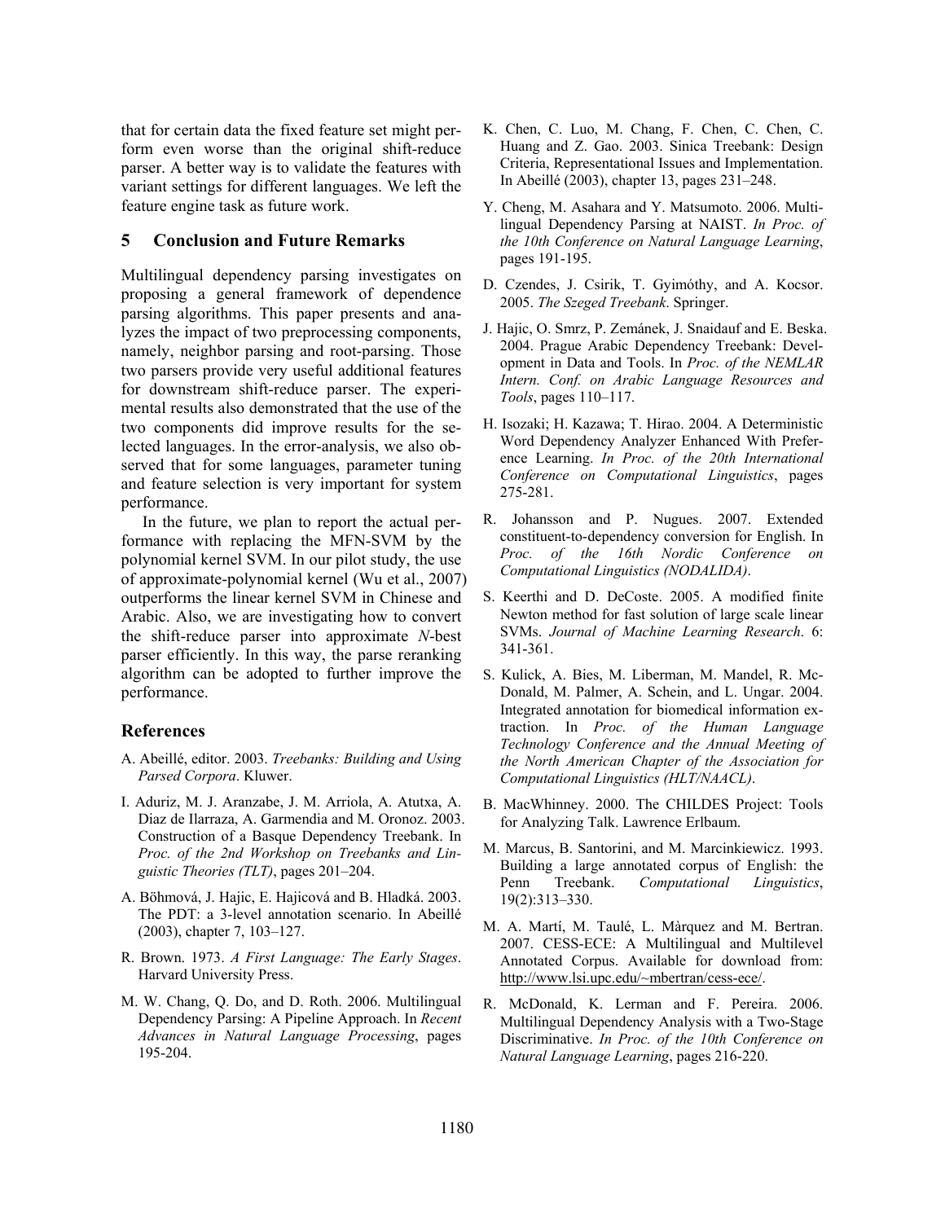that for certain data the fixed feature set might perform even worse than the original shift-reduce parser. A better way is to validate the features with variant settings for different languages. We left the feature engine task as future work.

## 5 Conclusion and Future Remarks

Multilingual dependency parsing investigates on proposing a general framework of dependence parsing algorithms. This paper presents and analyzes the impact of two preprocessing components, namely, neighbor parsing and root-parsing. Those two parsers provide very useful additional features for downstream shift-reduce parser. The experimental results also demonstrated that the use of the two components did improve results for the selected languages. In the error-analysis, we also observed that for some languages, parameter tuning and feature selection is very important for system performance.

In the future, we plan to report the actual performance with replacing the MFN-SVM by the polynomial kernel SVM. In our pilot study, the use of approximate-polynomial kernel (Wu et al., 2007) outperforms the linear kernel SVM in Chinese and Arabic. Also, we are investigating how to convert the shift-reduce parser into approximate *N*-best parser efficiently. In this way, the parse reranking algorithm can be adopted to further improve the performance.

## References

A. Abeillé, editor. 2003. *Treebanks: Building and Using Parsed Corpora*. Kluwer.

I. Aduriz, M. J. Aranzabe, J. M. Arriola, A. Atutxa, A. Diaz de Ilarraza, A. Garmendia and M. Oronoz. 2003. Construction of a Basque Dependency Treebank. In *Proc. of the 2nd Workshop on Treebanks and Linguistic Theories (TLT)*, pages 201–204.

A. Böhmová, J. Hajic, E. Hajicová and B. Hladká. 2003. The PDT: a 3-level annotation scenario. In Abeillé (2003), chapter 7, 103–127.

R. Brown. 1973. *A First Language: The Early Stages*. Harvard University Press.

M. W. Chang, Q. Do, and D. Roth. 2006. Multilingual Dependency Parsing: A Pipeline Approach. In *Recent Advances in Natural Language Processing*, pages 195-204.

K. Chen, C. Luo, M. Chang, F. Chen, C. Chen, C. Huang and Z. Gao. 2003. Sinica Treebank: Design Criteria, Representational Issues and Implementation. In Abeillé (2003), chapter 13, pages 231–248.

Y. Cheng, M. Asahara and Y. Matsumoto. 2006. Multilingual Dependency Parsing at NAIST. *In Proc. of the 10th Conference on Natural Language Learning*, pages 191-195.

D. Czendes, J. Csirik, T. Gyimóthy, and A. Kocsor. 2005. *The Szeged Treebank*. Springer.

J. Hajic, O. Smrz, P. Zemánek, J. Snaidauf and E. Beska. 2004. Prague Arabic Dependency Treebank: Development in Data and Tools. In *Proc. of the NEMLAR Intern. Conf. on Arabic Language Resources and Tools*, pages 110–117.

H. Isozaki; H. Kazawa; T. Hirao. 2004. A Deterministic Word Dependency Analyzer Enhanced With Preference Learning. *In Proc. of the 20th International Conference on Computational Linguistics*, pages 275-281.

R. Johansson and P. Nugues. 2007. Extended constituent-to-dependency conversion for English. In *Proc. of the 16th Nordic Conference on Computational Linguistics (NODALIDA)*.

S. Keerthi and D. DeCoste. 2005. A modified finite Newton method for fast solution of large scale linear SVMs. *Journal of Machine Learning Research*. 6: 341-361.

S. Kulick, A. Bies, M. Liberman, M. Mandel, R. McDonald, M. Palmer, A. Schein, and L. Ungar. 2004. Integrated annotation for biomedical information extraction. In *Proc. of the Human Language Technology Conference and the Annual Meeting of the North American Chapter of the Association for Computational Linguistics (HLT/NAACL)*.

B. MacWhinney. 2000. The CHILDES Project: Tools for Analyzing Talk. Lawrence Erlbaum.

M. Marcus, B. Santorini, and M. Marcinkiewicz. 1993. Building a large annotated corpus of English: the Penn Treebank. *Computational Linguistics*, 19(2):313–330.

M. A. Martí, M. Taulé, L. Màrquez and M. Bertran. 2007. CESS-ECE: A Multilingual and Multilevel Annotated Corpus. Available for download from: http://www.lsi.upc.edu/~mbertran/cess-ece/.

R. McDonald, K. Lerman and F. Pereira. 2006. Multilingual Dependency Analysis with a Two-Stage Discriminative. *In Proc. of the 10th Conference on Natural Language Learning*, pages 216-220.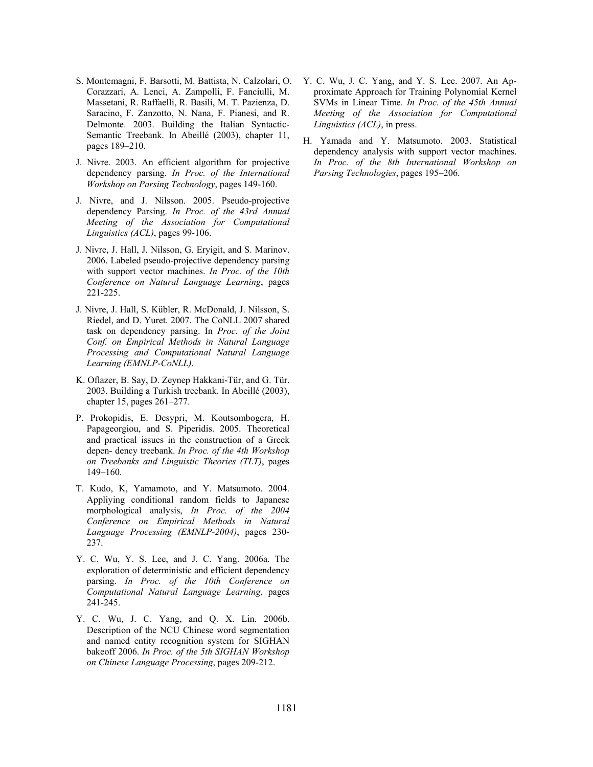S. Montemagni, F. Barsotti, M. Battista, N. Calzolari, O. Corazzari, A. Lenci, A. Zampolli, F. Fanciulli, M. Massetani, R. Raffaelli, R. Basili, M. T. Pazienza, D. Saracino, F. Zanzotto, N. Nana, F. Pianesi, and R. Delmonte. 2003. Building the Italian Syntactic-Semantic Treebank. In Abeillé (2003), chapter 11, pages 189–210.

J. Nivre. 2003. An efficient algorithm for projective dependency parsing. *In Proc. of the International Workshop on Parsing Technology*, pages 149-160.

J. Nivre, and J. Nilsson. 2005. Pseudo-projective dependency Parsing. *In Proc. of the 43rd Annual Meeting of the Association for Computational Linguistics (ACL)*, pages 99-106.

J. Nivre, J. Hall, J. Nilsson, G. Eryigit, and S. Marinov. 2006. Labeled pseudo-projective dependency parsing with support vector machines. *In Proc. of the 10th Conference on Natural Language Learning*, pages 221-225.

J. Nivre, J. Hall, S. Kübler, R. McDonald, J. Nilsson, S. Riedel, and D. Yuret. 2007. The CoNLL 2007 shared task on dependency parsing. In *Proc. of the Joint Conf. on Empirical Methods in Natural Language Processing and Computational Natural Language Learning (EMNLP-CoNLL)*.

K. Oflazer, B. Say, D. Zeynep Hakkani-Tür, and G. Tür. 2003. Building a Turkish treebank. In Abeillé (2003), chapter 15, pages 261–277.

P. Prokopidis, E. Desypri, M. Koutsombogera, H. Papageorgiou, and S. Piperidis. 2005. Theoretical and practical issues in the construction of a Greek depen- dency treebank. *In Proc. of the 4th Workshop on Treebanks and Linguistic Theories (TLT)*, pages 149–160.

T. Kudo, K, Yamamoto, and Y. Matsumoto. 2004. Appliying conditional random fields to Japanese morphological analysis, *In Proc. of the 2004 Conference on Empirical Methods in Natural Language Processing (EMNLP-2004)*, pages 230-237.

Y. C. Wu, Y. S. Lee, and J. C. Yang. 2006a. The exploration of deterministic and efficient dependency parsing. *In Proc. of the 10th Conference on Computational Natural Language Learning*, pages 241-245.

Y. C. Wu, J. C. Yang, and Q. X. Lin. 2006b. Description of the NCU Chinese word segmentation and named entity recognition system for SIGHAN bakeoff 2006. *In Proc. of the 5th SIGHAN Workshop on Chinese Language Processing*, pages 209-212.

Y. C. Wu, J. C. Yang, and Y. S. Lee. 2007. An Approximate Approach for Training Polynomial Kernel SVMs in Linear Time. *In Proc. of the 45th Annual Meeting of the Association for Computational Linguistics (ACL)*, in press.

H. Yamada and Y. Matsumoto. 2003. Statistical dependency analysis with support vector machines. *In Proc. of the 8th International Workshop on Parsing Technologies*, pages 195–206.